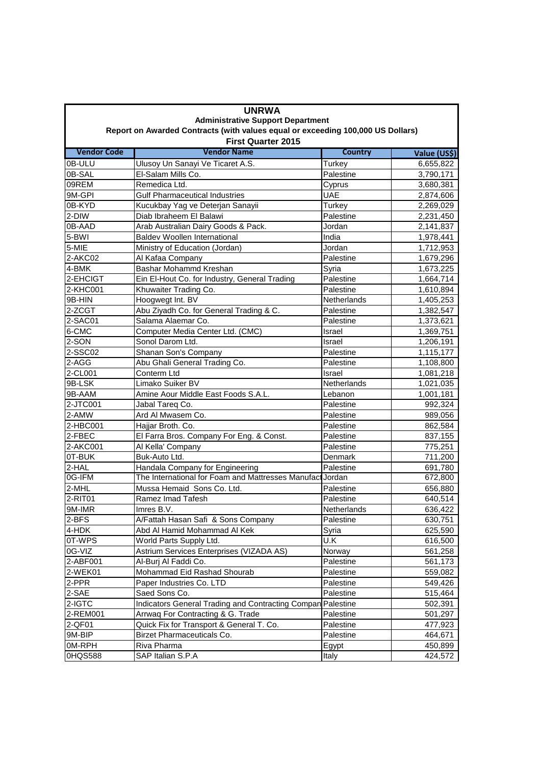# UNRWA

## Administrative Support Department

### Report on Awarded Contracts (with values equal or exceeding 100,000 US Dollars)

### First Quarter 2015

| Vendor Code | Vendor Name | Country | Value (US$) |
|---|---|---|---|
| 0B-ULU | Ulusoy Un Sanayi Ve Ticaret A.S. | Turkey | 6,655,822 |
| 0B-SAL | El-Salam Mills Co. | Palestine | 3,790,171 |
| 09REM | Remedica Ltd. | Cyprus | 3,680,381 |
| 9M-GPI | Gulf Pharmaceutical Industries | UAE | 2,874,606 |
| 0B-KYD | Kucukbay Yag ve Deterjan Sanayii | Turkey | 2,269,029 |
| 2-DIW | Diab Ibraheem El Balawi | Palestine | 2,231,450 |
| 0B-AAD | Arab Australian Dairy Goods & Pack. | Jordan | 2,141,837 |
| 5-BWI | Baldev Woollen International | India | 1,978,441 |
| 5-MIE | Ministry of Education (Jordan) | Jordan | 1,712,953 |
| 2-AKC02 | Al Kafaa Company | Palestine | 1,679,296 |
| 4-BMK | Bashar Mohammd Kreshan | Syria | 1,673,225 |
| 2-EHCIGT | Ein El-Hout Co. for Industry, General Trading | Palestine | 1,664,714 |
| 2-KHC001 | Khuwaiter Trading Co. | Palestine | 1,610,894 |
| 9B-HIN | Hoogwegt Int. BV | Netherlands | 1,405,253 |
| 2-ZCGT | Abu Ziyadh Co. for General Trading & C. | Palestine | 1,382,547 |
| 2-SAC01 | Salama Alaemar Co. | Palestine | 1,373,621 |
| 6-CMC | Computer Media Center Ltd. (CMC) | Israel | 1,369,751 |
| 2-SON | Sonol Darom Ltd. | Israel | 1,206,191 |
| 2-SSC02 | Shanan Son's Company | Palestine | 1,115,177 |
| 2-AGG | Abu Ghali General Trading Co. | Palestine | 1,108,800 |
| 2-CL001 | Conterm Ltd | Israel | 1,081,218 |
| 9B-LSK | Limako Suiker BV | Netherlands | 1,021,035 |
| 9B-AAM | Amine Aour Middle East Foods S.A.L. | Lebanon | 1,001,181 |
| 2-JTC001 | Jabal Tareq Co. | Palestine | 992,324 |
| 2-AMW | Ard Al Mwasem Co. | Palestine | 989,056 |
| 2-HBC001 | Hajjar Broth. Co. | Palestine | 862,584 |
| 2-FBEC | El Farra Bros. Company For Eng. & Const. | Palestine | 837,155 |
| 2-AKC001 | Al Kella' Company | Palestine | 775,251 |
| 0T-BUK | Buk-Auto Ltd. | Denmark | 711,200 |
| 2-HAL | Handala Company for Engineering | Palestine | 691,780 |
| 0G-IFM | The International for Foam and Mattresses Manufact | Jordan | 672,800 |
| 2-MHL | Mussa Hemaid Sons Co. Ltd. | Palestine | 656,880 |
| 2-RIT01 | Ramez Imad Tafesh | Palestine | 640,514 |
| 9M-IMR | Imres B.V. | Netherlands | 636,422 |
| 2-BFS | A/Fattah Hasan Safi & Sons Company | Palestine | 630,751 |
| 4-HDK | Abd Al Hamid Mohammad Al Kek | Syria | 625,590 |
| 0T-WPS | World Parts Supply Ltd. | U.K | 616,500 |
| 0G-VIZ | Astrium Services Enterprises (VIZADA AS) | Norway | 561,258 |
| 2-ABF001 | Al-Burj Al Faddi Co. | Palestine | 561,173 |
| 2-WEK01 | Mohammad Eid Rashad Shourab | Palestine | 559,082 |
| 2-PPR | Paper Industries Co. LTD | Palestine | 549,426 |
| 2-SAE | Saed Sons Co. | Palestine | 515,464 |
| 2-IGTC | Indicators General Trading and Contracting Compan | Palestine | 502,391 |
| 2-REM001 | Arrwaq For Contracting & G. Trade | Palestine | 501,297 |
| 2-QF01 | Quick Fix for Transport & General T. Co. | Palestine | 477,923 |
| 9M-BIP | Birzet Pharmaceuticals Co. | Palestine | 464,671 |
| 0M-RPH | Riva Pharma | Egypt | 450,899 |
| 0HQS588 | SAP Italian S.P.A | Italy | 424,572 |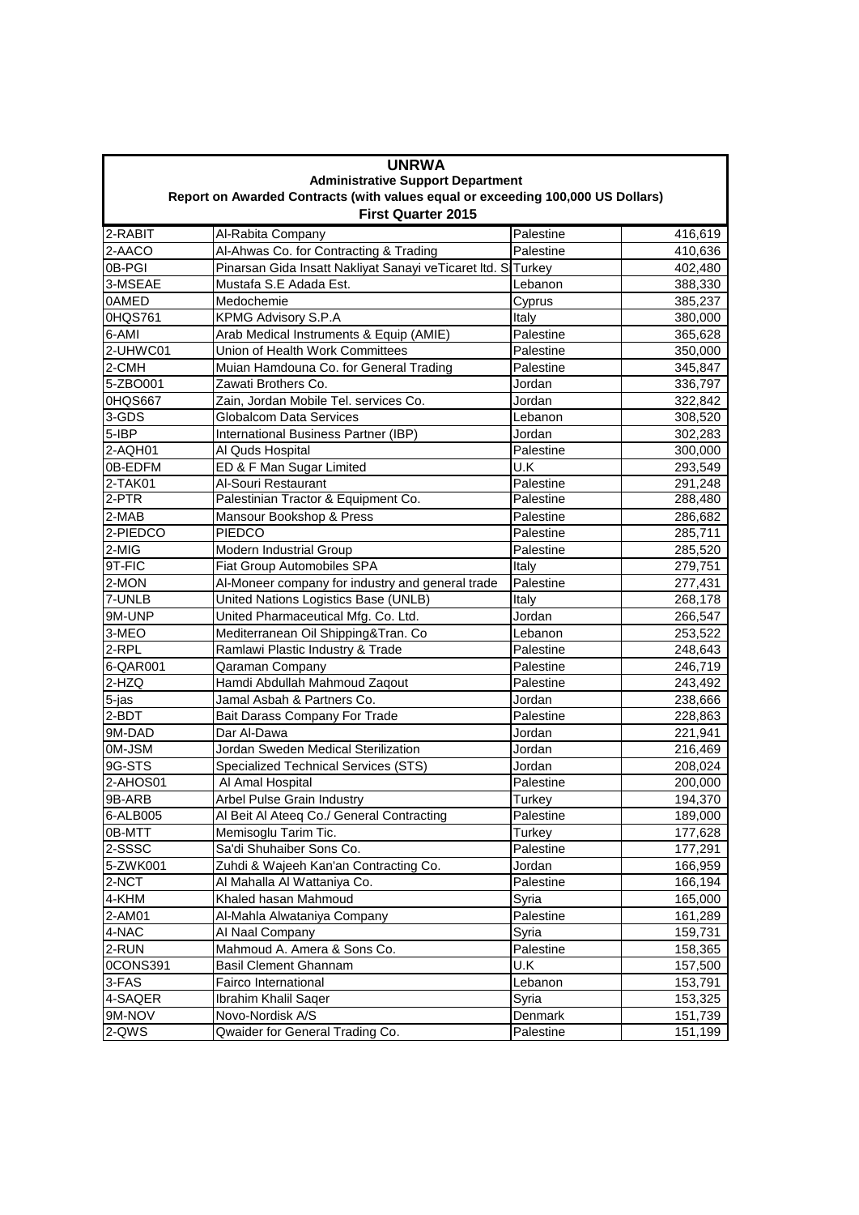| **UNRWA** | | | |
|---|---|---|---|
| **Administrative Support Department** | | | |
| **Report on Awarded Contracts (with values equal or exceeding 100,000 US Dollars)** | | | |
| **First Quarter 2015** | | | |
| 2-RABIT | Al-Rabita Company | Palestine | 416,619 |
| 2-AACO | Al-Ahwas Co. for Contracting & Trading | Palestine | 410,636 |
| 0B-PGI | Pinarsan Gida Insatt Nakliyat Sanayi veTicaret ltd. S | Turkey | 402,480 |
| 3-MSEAE | Mustafa S.E Adada Est. | Lebanon | 388,330 |
| 0AMED | Medochemie | Cyprus | 385,237 |
| 0HQS761 | KPMG Advisory S.P.A | Italy | 380,000 |
| 6-AMI | Arab Medical Instruments & Equip (AMIE) | Palestine | 365,628 |
| 2-UHWC01 | Union of Health Work Committees | Palestine | 350,000 |
| 2-CMH | Muian Hamdouna Co. for General Trading | Palestine | 345,847 |
| 5-ZBO001 | Zawati Brothers Co. | Jordan | 336,797 |
| 0HQS667 | Zain, Jordan Mobile Tel. services Co. | Jordan | 322,842 |
| 3-GDS | Globalcom Data Services | Lebanon | 308,520 |
| 5-IBP | International Business Partner (IBP) | Jordan | 302,283 |
| 2-AQH01 | Al Quds Hospital | Palestine | 300,000 |
| 0B-EDFM | ED & F Man Sugar Limited | U.K | 293,549 |
| 2-TAK01 | Al-Souri Restaurant | Palestine | 291,248 |
| 2-PTR | Palestinian Tractor & Equipment Co. | Palestine | 288,480 |
| 2-MAB | Mansour Bookshop & Press | Palestine | 286,682 |
| 2-PIEDCO | PIEDCO | Palestine | 285,711 |
| 2-MIG | Modern Industrial Group | Palestine | 285,520 |
| 9T-FIC | Fiat Group Automobiles SPA | Italy | 279,751 |
| 2-MON | Al-Moneer company for industry and general trade | Palestine | 277,431 |
| 7-UNLB | United Nations Logistics Base (UNLB) | Italy | 268,178 |
| 9M-UNP | United Pharmaceutical Mfg. Co. Ltd. | Jordan | 266,547 |
| 3-MEO | Mediterranean Oil Shipping&Tran. Co | Lebanon | 253,522 |
| 2-RPL | Ramlawi Plastic Industry & Trade | Palestine | 248,643 |
| 6-QAR001 | Qaraman Company | Palestine | 246,719 |
| 2-HZQ | Hamdi Abdullah Mahmoud Zaqout | Palestine | 243,492 |
| 5-jas | Jamal Asbah & Partners Co. | Jordan | 238,666 |
| 2-BDT | Bait Darass Company For Trade | Palestine | 228,863 |
| 9M-DAD | Dar Al-Dawa | Jordan | 221,941 |
| 0M-JSM | Jordan Sweden Medical Sterilization | Jordan | 216,469 |
| 9G-STS | Specialized Technical Services (STS) | Jordan | 208,024 |
| 2-AHOS01 | Al Amal Hospital | Palestine | 200,000 |
| 9B-ARB | Arbel Pulse Grain Industry | Turkey | 194,370 |
| 6-ALB005 | Al Beit Al Ateeq Co./ General Contracting | Palestine | 189,000 |
| 0B-MTT | Memisoglu Tarim Tic. | Turkey | 177,628 |
| 2-SSSC | Sa'di Shuhaiber Sons Co. | Palestine | 177,291 |
| 5-ZWK001 | Zuhdi & Wajeeh Kan'an Contracting Co. | Jordan | 166,959 |
| 2-NCT | Al Mahalla Al Wattaniya Co. | Palestine | 166,194 |
| 4-KHM | Khaled hasan Mahmoud | Syria | 165,000 |
| 2-AM01 | Al-Mahla Alwataniya Company | Palestine | 161,289 |
| 4-NAC | Al Naal Company | Syria | 159,731 |
| 2-RUN | Mahmoud A. Amera & Sons Co. | Palestine | 158,365 |
| 0CONS391 | Basil Clement Ghannam | U.K | 157,500 |
| 3-FAS | Fairco International | Lebanon | 153,791 |
| 4-SAQER | Ibrahim Khalil Saqer | Syria | 153,325 |
| 9M-NOV | Novo-Nordisk A/S | Denmark | 151,739 |
| 2-QWS | Qwaider for General Trading Co. | Palestine | 151,199 |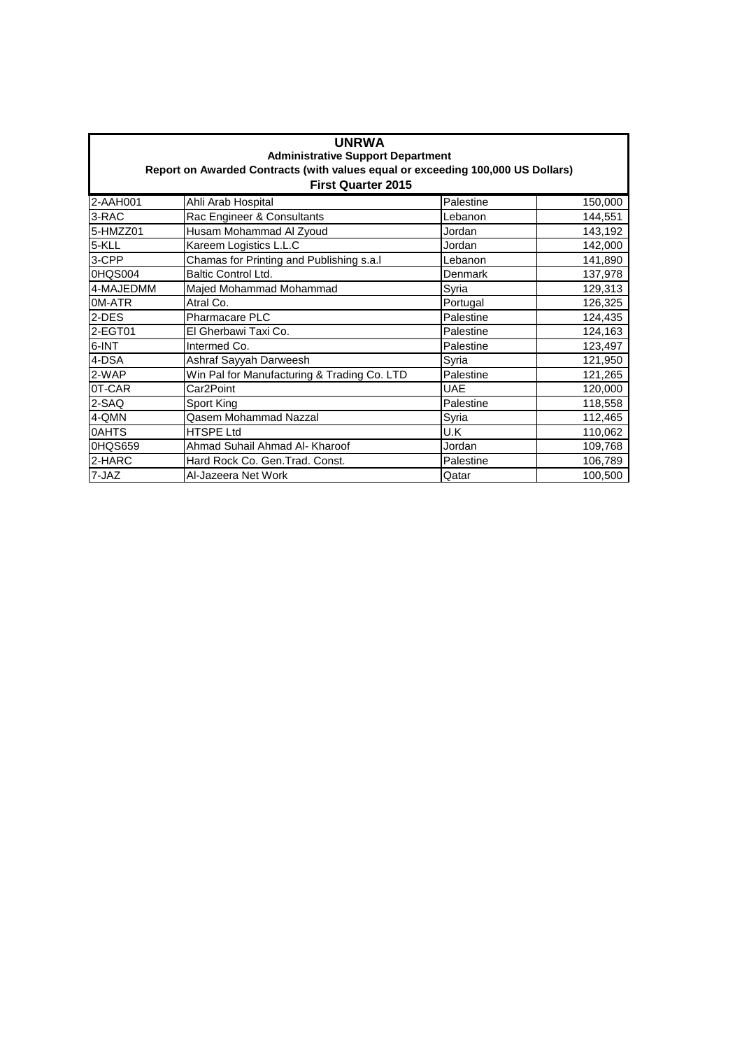# UNRWA

## Administrative Support Department

### Report on Awarded Contracts (with values equal or exceeding 100,000 US Dollars)

### First Quarter 2015

| | | | |
|---|---|---|---|
| 2-AAH001 | Ahli Arab Hospital | Palestine | 150,000 |
| 3-RAC | Rac Engineer & Consultants | Lebanon | 144,551 |
| 5-HMZZ01 | Husam Mohammad Al Zyoud | Jordan | 143,192 |
| 5-KLL | Kareem Logistics L.L.C | Jordan | 142,000 |
| 3-CPP | Chamas for Printing and Publishing s.a.l | Lebanon | 141,890 |
| 0HQS004 | Baltic Control Ltd. | Denmark | 137,978 |
| 4-MAJEDMM | Majed Mohammad Mohammad | Syria | 129,313 |
| 0M-ATR | Atral Co. | Portugal | 126,325 |
| 2-DES | Pharmacare PLC | Palestine | 124,435 |
| 2-EGT01 | El Gherbawi Taxi Co. | Palestine | 124,163 |
| 6-INT | Intermed Co. | Palestine | 123,497 |
| 4-DSA | Ashraf Sayyah Darweesh | Syria | 121,950 |
| 2-WAP | Win Pal for Manufacturing & Trading Co. LTD | Palestine | 121,265 |
| 0T-CAR | Car2Point | UAE | 120,000 |
| 2-SAQ | Sport King | Palestine | 118,558 |
| 4-QMN | Qasem Mohammad Nazzal | Syria | 112,465 |
| 0AHTS | HTSPE Ltd | U.K | 110,062 |
| 0HQS659 | Ahmad Suhail Ahmad Al- Kharoof | Jordan | 109,768 |
| 2-HARC | Hard Rock Co. Gen.Trad. Const. | Palestine | 106,789 |
| 7-JAZ | Al-Jazeera Net Work | Qatar | 100,500 |